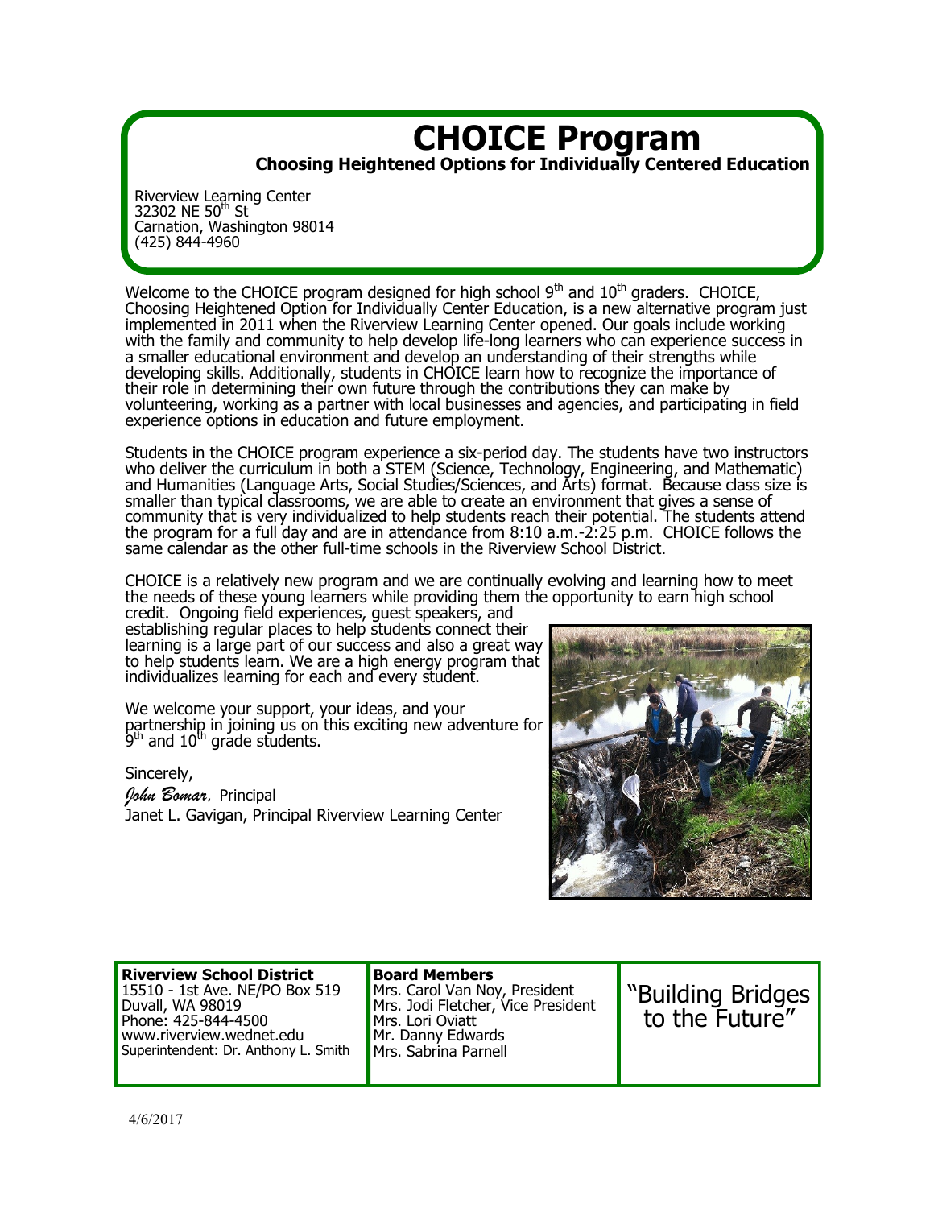# CHOICE Program

**Choosing Heightened Options for Individually Centered Education**

Riverview Learning Center
32302 NE 50th St
Carnation, Washington 98014
(425) 844-4960

Welcome to the CHOICE program designed for high school 9th and 10th graders. CHOICE, Choosing Heightened Option for Individually Center Education, is a new alternative program just implemented in 2011 when the Riverview Learning Center opened. Our goals include working with the family and community to help develop life-long learners who can experience success in a smaller educational environment and develop an understanding of their strengths while developing skills. Additionally, students in CHOICE learn how to recognize the importance of their role in determining their own future through the contributions they can make by volunteering, working as a partner with local businesses and agencies, and participating in field experience options in education and future employment.

Students in the CHOICE program experience a six-period day. The students have two instructors who deliver the curriculum in both a STEM (Science, Technology, Engineering, and Mathematic) and Humanities (Language Arts, Social Studies/Sciences, and Arts) format. Because class size is smaller than typical classrooms, we are able to create an environment that gives a sense of community that is very individualized to help students reach their potential. The students attend the program for a full day and are in attendance from 8:10 a.m.-2:25 p.m. CHOICE follows the same calendar as the other full-time schools in the Riverview School District.

CHOICE is a relatively new program and we are continually evolving and learning how to meet the needs of these young learners while providing them the opportunity to earn high school credit. Ongoing field experiences, guest speakers, and establishing regular places to help students connect their learning is a large part of our success and also a great way to help students learn. We are a high energy program that individualizes learning for each and every student.

We welcome your support, your ideas, and your partnership in joining us on this exciting new adventure for 9th and 10th grade students.

Sincerely,

*John Bomar*, Principal
Janet L. Gavigan, Principal Riverview Learning Center

**Riverview School District**
15510 - 1st Ave. NE/PO Box 519
Duvall, WA 98019
Phone: 425-844-4500
www.riverview.wednet.edu
Superintendent: Dr. Anthony L. Smith

**Board Members**
Mrs. Carol Van Noy, President
Mrs. Jodi Fletcher, Vice President
Mrs. Lori Oviatt
Mr. Danny Edwards
Mrs. Sabrina Parnell

"Building Bridges to the Future"

4/6/2017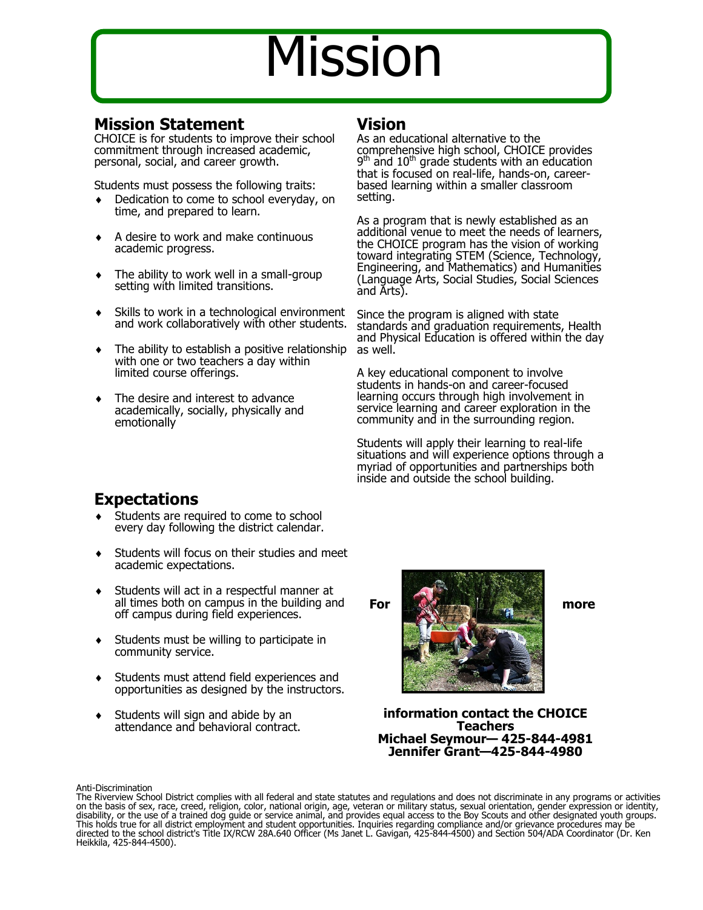# Mission

## Mission Statement

CHOICE is for students to improve their school commitment through increased academic, personal, social, and career growth.

Students must possess the following traits:

- Dedication to come to school everyday, on time, and prepared to learn.
- A desire to work and make continuous academic progress.
- The ability to work well in a small-group setting with limited transitions.
- Skills to work in a technological environment and work collaboratively with other students.
- The ability to establish a positive relationship with one or two teachers a day within limited course offerings.
- The desire and interest to advance academically, socially, physically and emotionally

## Vision

As an educational alternative to the comprehensive high school, CHOICE provides 9th and 10th grade students with an education that is focused on real-life, hands-on, career-based learning within a smaller classroom setting.

As a program that is newly established as an additional venue to meet the needs of learners, the CHOICE program has the vision of working toward integrating STEM (Science, Technology, Engineering, and Mathematics) and Humanities (Language Arts, Social Studies, Social Sciences and Arts).

Since the program is aligned with state standards and graduation requirements, Health and Physical Education is offered within the day as well.

A key educational component to involve students in hands-on and career-focused learning occurs through high involvement in service learning and career exploration in the community and in the surrounding region.

Students will apply their learning to real-life situations and will experience options through a myriad of opportunities and partnerships both inside and outside the school building.

## Expectations

- Students are required to come to school every day following the district calendar.
- Students will focus on their studies and meet academic expectations.
- Students will act in a respectful manner at all times both on campus in the building and off campus during field experiences.
- Students must be willing to participate in community service.
- Students must attend field experiences and opportunities as designed by the instructors.
- Students will sign and abide by an attendance and behavioral contract.

**For more information contact the CHOICE Teachers**
**Michael Seymour— 425-844-4981**
**Jennifer Grant—425-844-4980**

Anti-Discrimination
The Riverview School District complies with all federal and state statutes and regulations and does not discriminate in any programs or activities on the basis of sex, race, creed, religion, color, national origin, age, veteran or military status, sexual orientation, gender expression or identity, disability, or the use of a trained dog guide or service animal, and provides equal access to the Boy Scouts and other designated youth groups. This holds true for all district employment and student opportunities. Inquiries regarding compliance and/or grievance procedures may be directed to the school district's Title IX/RCW 28A.640 Officer (Ms Janet L. Gavigan, 425-844-4500) and Section 504/ADA Coordinator (Dr. Ken Heikkila, 425-844-4500).